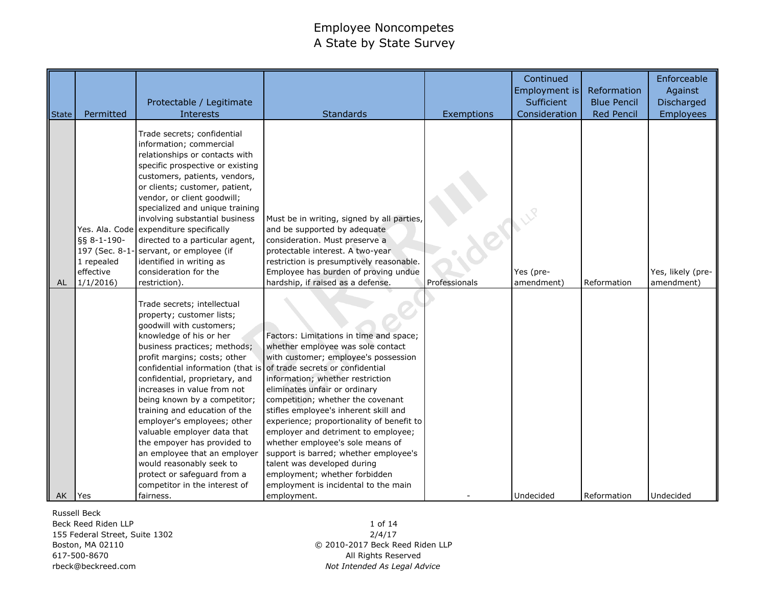# Employee Noncompetes
## A State by State Survey

| State | Permitted | Protectable / Legitimate Interests | Standards | Exemptions | Continued Employment is Sufficient Consideration | Reformation Blue Pencil Red Pencil | Enforceable Against Discharged Employees |
|---|---|---|---|---|---|---|---|
| AL | Yes. Ala. Code §§ 8-1-190-197 (Sec. 8-1-1 repealed effective 1/1/2016) | Trade secrets; confidential information; commercial relationships or contacts with specific prospective or existing customers, patients, vendors, or clients; customer, patient, vendor, or client goodwill; specialized and unique training involving substantial business expenditure specifically directed to a particular agent, servant, or employee (if identified in writing as consideration for the restriction). | Must be in writing, signed by all parties, and be supported by adequate consideration. Must preserve a protectable interest. A two-year restriction is presumptively reasonable. Employee has burden of proving undue hardship, if raised as a defense. | Professionals | Yes (pre-amendment) | Reformation | Yes, likely (pre-amendment) |
| AK | Yes | Trade secrets; intellectual property; customer lists; goodwill with customers; knowledge of his or her business practices; methods; profit margins; costs; other confidential information (that is confidential, proprietary, and increases in value from not being known by a competitor; training and education of the employer's employees; other valuable employer data that the empoyer has provided to an employee that an employer would reasonably seek to protect or safeguard from a competitor in the interest of fairness. | Factors: Limitations in time and space; whether employee was sole contact with customer; employee's possession of trade secrets or confidential information; whether restriction eliminates unfair or ordinary competition; whether the covenant stifles employee's inherent skill and experience; proportionality of benefit to employer and detriment to employee; whether employee's sole means of support is barred; whether employee's talent was developed during employment; whether forbidden employment is incidental to the main employment. | - | Undecided | Reformation | Undecided |

Russell Beck
Beck Reed Riden LLP
155 Federal Street, Suite 1302
Boston, MA 02110
617-500-8670
rbeck@beckreed.com

2/4/17
© 2010-2017 Beck Reed Riden LLP
All Rights Reserved
*Not Intended As Legal Advice*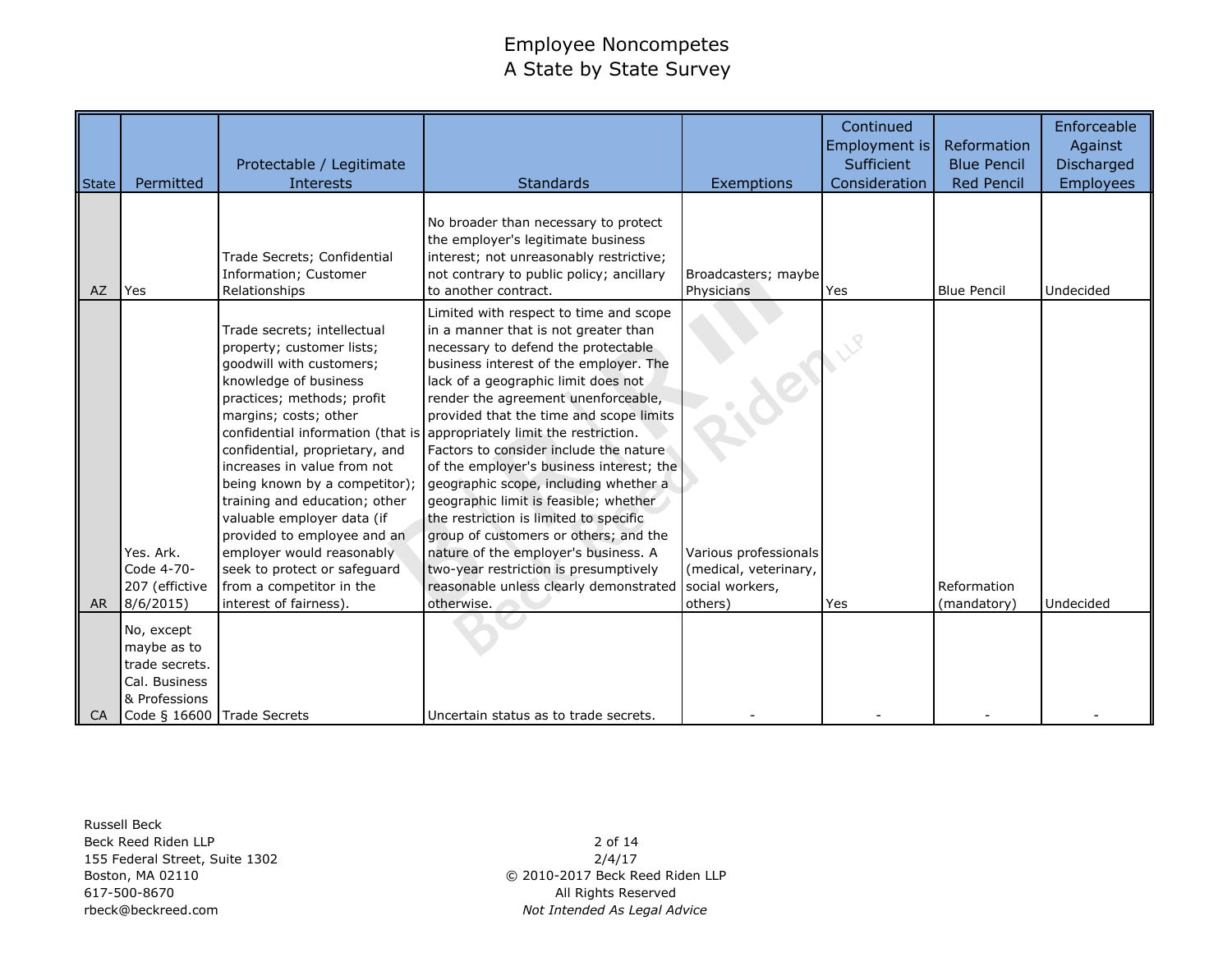# Employee Noncompetes
## A State by State Survey

| State | Permitted | Protectable / Legitimate Interests | Standards | Exemptions | Continued Employment is Sufficient Consideration | Reformation Blue Pencil Red Pencil | Enforceable Against Discharged Employees |
|---|---|---|---|---|---|---|---|
| AZ | Yes | Trade Secrets; Confidential Information; Customer Relationships | No broader than necessary to protect the employer's legitimate business interest; not unreasonably restrictive; not contrary to public policy; ancillary to another contract. | Broadcasters; maybe Physicians | Yes | Blue Pencil | Undecided |
| AR | Yes. Ark. Code 4-70-207 (effictive 8/6/2015) | Trade secrets; intellectual property; customer lists; goodwill with customers; knowledge of business practices; methods; profit margins; costs; other confidential information (that is confidential, proprietary, and increases in value from not being known by a competitor); training and education; other valuable employer data (if provided to employee and an employer would reasonably seek to protect or safeguard from a competitor in the interest of fairness). | Limited with respect to time and scope in a manner that is not greater than necessary to defend the protectable business interest of the employer. The lack of a geographic limit does not render the agreement unenforceable, provided that the time and scope limits appropriately limit the restriction. Factors to consider include the nature of the employer's business interest; the geographic scope, including whether a geographic limit is feasible; whether the restriction is limited to specific group of customers or others; and the nature of the employer's business. A two-year restriction is presumptively reasonable unless clearly demonstrated otherwise. | Various professionals (medical, veterinary, social workers, others) | Yes | Reformation (mandatory) | Undecided |
| CA | No, except maybe as to trade secrets. Cal. Business & Professions Code § 16600 | Trade Secrets | Uncertain status as to trade secrets. | - | - | - | - |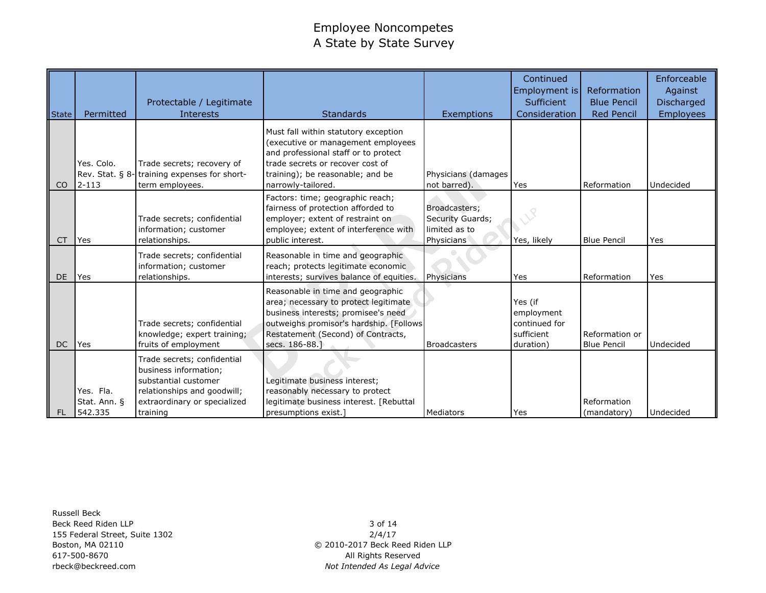# Employee Noncompetes
# A State by State Survey

| State | Permitted | Protectable / Legitimate Interests | Standards | Exemptions | Continued Employment is Sufficient Consideration | Reformation Blue Pencil Red Pencil | Enforceable Against Discharged Employees |
|---|---|---|---|---|---|---|---|
| CO | Yes. Colo. Rev. Stat. § 8-2-113 | Trade secrets; recovery of training expenses for short-term employees. | Must fall within statutory exception (executive or management employees and professional staff or to protect trade secrets or recover cost of training); be reasonable; and be narrowly-tailored. | Physicians (damages not barred). | Yes | Reformation | Undecided |
| CT | Yes | Trade secrets; confidential information; customer relationships. | Factors: time; geographic reach; fairness of protection afforded to employer; extent of restraint on employee; extent of interference with public interest. | Broadcasters; Security Guards; limited as to Physicians | Yes, likely | Blue Pencil | Yes |
| DE | Yes | Trade secrets; confidential information; customer relationships. | Reasonable in time and geographic reach; protects legitimate economic interests; survives balance of equities. | Physicians | Yes | Reformation | Yes |
| DC | Yes | Trade secrets; confidential knowledge; expert training; fruits of employment | Reasonable in time and geographic area; necessary to protect legitimate business interests; promisee's need outweighs promisor's hardship. [Follows Restatement (Second) of Contracts, secs. 186-88.] | Broadcasters | Yes (if employment continued for sufficient duration) | Reformation or Blue Pencil | Undecided |
| FL | Yes. Fla. Stat. Ann. § 542.335 | Trade secrets; confidential business information; substantial customer relationships and goodwill; extraordinary or specialized training | Legitimate business interest; reasonably necessary to protect legitimate business interest. [Rebuttal presumptions exist.] | Mediators | Yes | Reformation (mandatory) | Undecided |

Russell Beck
Beck Reed Riden LLP
155 Federal Street, Suite 1302
Boston, MA 02110
617-500-8670
rbeck@beckreed.com

2/4/17
© 2010-2017 Beck Reed Riden LLP
All Rights Reserved
*Not Intended As Legal Advice*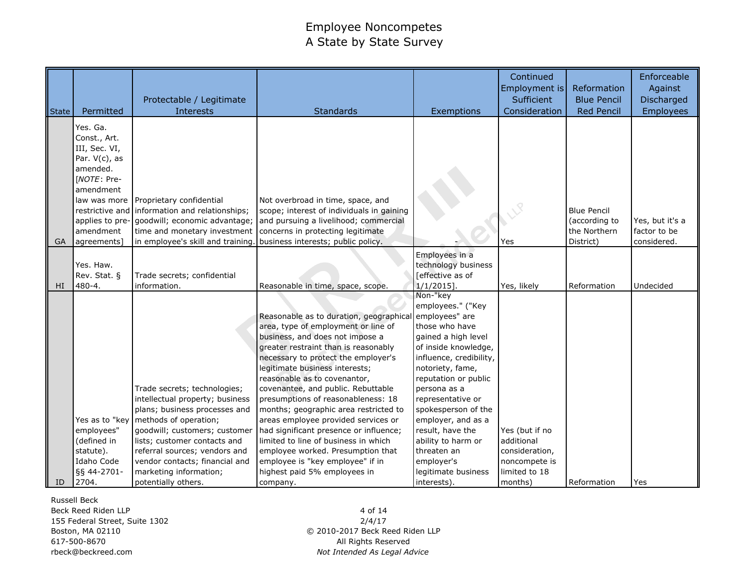# Employee Noncompetes
## A State by State Survey

| State | Permitted | Protectable / Legitimate Interests | Standards | Exemptions | Continued Employment is Sufficient Consideration | Reformation Blue Pencil Red Pencil | Enforceable Against Discharged Employees |
|---|---|---|---|---|---|---|---|
| GA | Yes. Ga. Const., Art. III, Sec. VI, Par. V(c), as amended. [*NOTE*: Pre-amendment law was more restrictive and applies to pre-amendment agreements] | Proprietary confidential information and relationships; goodwill; economic advantage; time and monetary investment in employee's skill and training. | Not overbroad in time, space, and scope; interest of individuals in gaining and pursuing a livelihood; commercial concerns in protecting legitimate business interests; public policy. | - | Yes | Blue Pencil (according to the Northern District) | Yes, but it's a factor to be considered. |
| HI | Yes. Haw. Rev. Stat. § 480-4. | Trade secrets; confidential information. | Reasonable in time, space, scope. | Employees in a technology business [effective as of 1/1/2015]. | Yes, likely | Reformation | Undecided |
| ID | Yes as to "key employees" (defined in statute). Idaho Code §§ 44-2701-2704. | Trade secrets; technologies; intellectual property; business plans; business processes and methods of operation; goodwill; customers; customer lists; customer contacts and referral sources; vendors and vendor contacts; financial and marketing information; potentially others. | Reasonable as to duration, geographical area, type of employment or line of business, and does not impose a greater restraint than is reasonably necessary to protect the employer's legitimate business interests; reasonable as to covenantor, covenantee, and public. Rebuttable presumptions of reasonableness: 18 months; geographic area restricted to areas employee provided services or had significant presence or influence; limited to line of business in which employee worked. Presumption that employee is "key employee" if in highest paid 5% employees in company. | Non-"key employees." ("Key employees" are those who have gained a high level of inside knowledge, influence, credibility, notoriety, fame, reputation or public persona as a representative or spokesperson of the employer, and as a result, have the ability to harm or threaten an employer's legitimate business interests). | Yes (but if no additional consideration, noncompete is limited to 18 months) | Reformation | Yes |

Russell Beck
Beck Reed Riden LLP
155 Federal Street, Suite 1302
Boston, MA 02110
617-500-8670
rbeck@beckreed.com

2/4/17
© 2010-2017 Beck Reed Riden LLP
All Rights Reserved
*Not Intended As Legal Advice*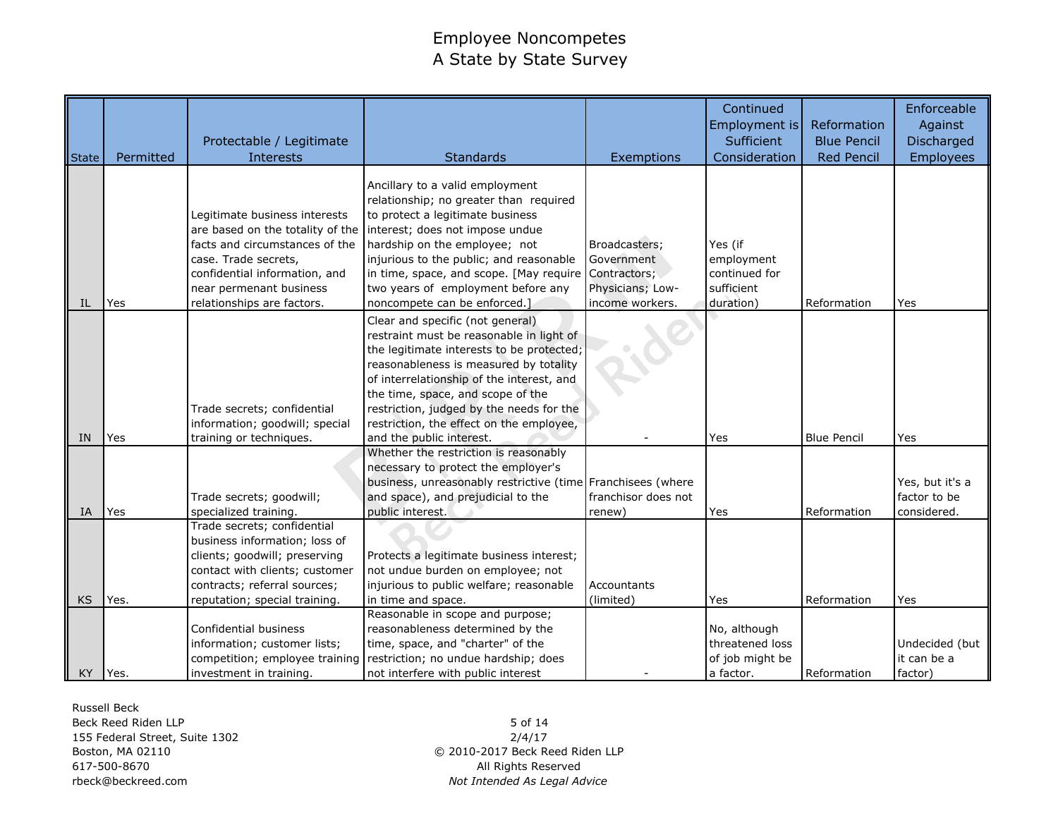# Employee Noncompetes
# A State by State Survey

| State | Permitted | Protectable / Legitimate Interests | Standards | Exemptions | Continued Employment is Sufficient Consideration | Reformation Blue Pencil Red Pencil | Enforceable Against Discharged Employees |
|---|---|---|---|---|---|---|---|
| IL | Yes | Legitimate business interests are based on the totality of the facts and circumstances of the case. Trade secrets, confidential information, and near permenant business relationships are factors. | Ancillary to a valid employment relationship; no greater than required to protect a legitimate business interest; does not impose undue hardship on the employee; not injurious to the public; and reasonable in time, space, and scope. [May require two years of employment before any noncompete can be enforced.] | Broadcasters; Government Contractors; Physicians; Low-income workers. | Yes (if employment continued for sufficient duration) | Reformation | Yes |
| IN | Yes | Trade secrets; confidential information; goodwill; special training or techniques. | Clear and specific (not general) restraint must be reasonable in light of the legitimate interests to be protected; reasonableness is measured by totality of interrelationship of the interest, and the time, space, and scope of the restriction, judged by the needs for the restriction, the effect on the employee, and the public interest. | - | Yes | Blue Pencil | Yes |
| IA | Yes | Trade secrets; goodwill; specialized training. | Whether the restriction is reasonably necessary to protect the employer's business, unreasonably restrictive (time and space), and prejudicial to the public interest. | Franchisees (where franchisor does not renew) | Yes | Reformation | Yes, but it's a factor to be considered. |
| KS | Yes. | Trade secrets; confidential business information; loss of clients; goodwill; preserving contact with clients; customer contracts; referral sources; reputation; special training. | Protects a legitimate business interest; not undue burden on employee; not injurious to public welfare; reasonable in time and space. | Accountants (limited) | Yes | Reformation | Yes |
| KY | Yes. | Confidential business information; customer lists; competition; employee training investment in training. | Reasonable in scope and purpose; reasonableness determined by the time, space, and "charter" of the restriction; no undue hardship; does not interfere with public interest | - | No, although threatened loss of job might be a factor. | Reformation | Undecided (but it can be a factor) |

Russell Beck
Beck Reed Riden LLP
155 Federal Street, Suite 1302
Boston, MA 02110
617-500-8670
rbeck@beckreed.com

2/4/17
© 2010-2017 Beck Reed Riden LLP
All Rights Reserved
*Not Intended As Legal Advice*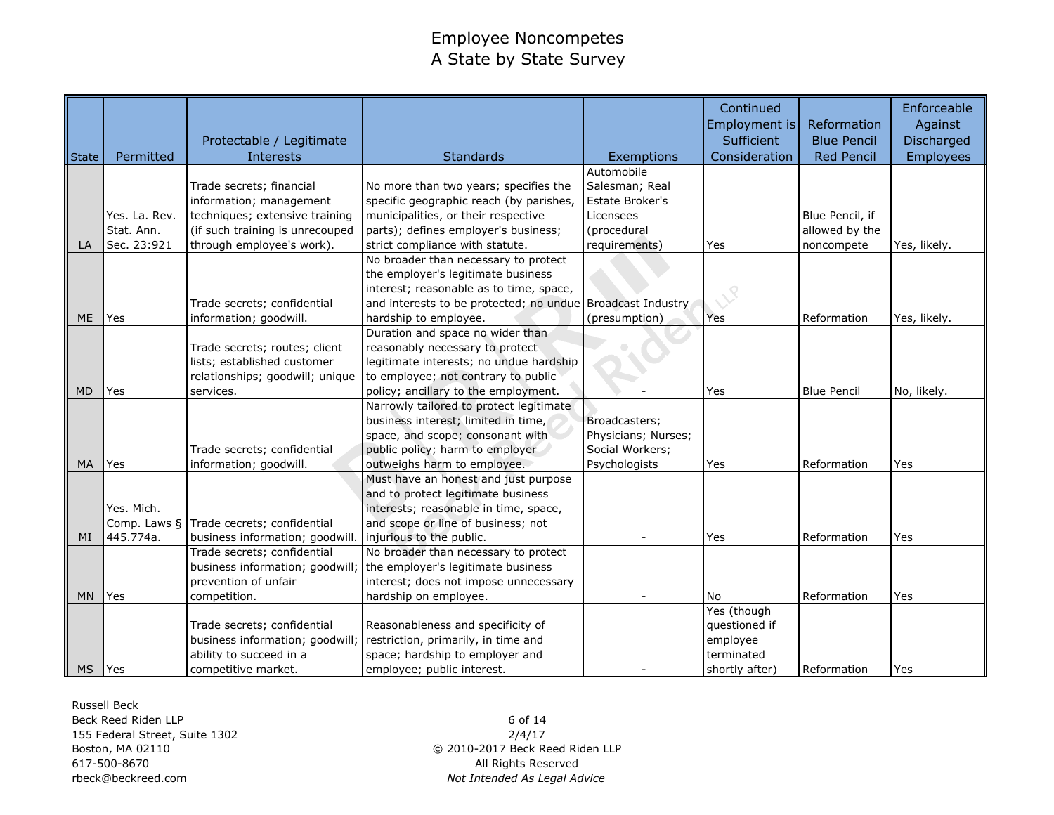# Employee Noncompetes
## A State by State Survey

| State | Permitted | Protectable / Legitimate Interests | Standards | Exemptions | Continued Employment is Sufficient Consideration | Reformation Blue Pencil Red Pencil | Enforceable Against Discharged Employees |
|---|---|---|---|---|---|---|---|
| LA | Yes. La. Rev. Stat. Ann. Sec. 23:921 | Trade secrets; financial information; management techniques; extensive training (if such training is unrecouped through employee's work). | No more than two years; specifies the specific geographic reach (by parishes, municipalities, or their respective parts); defines employer's business; strict compliance with statute. | Automobile Salesman; Real Estate Broker's Licensees (procedural requirements) | Yes | Blue Pencil, if allowed by the noncompete | Yes, likely. |
| ME | Yes | Trade secrets; confidential information; goodwill. | No broader than necessary to protect the employer's legitimate business interest; reasonable as to time, space, and interests to be protected; no undue hardship to employee. | Broadcast Industry (presumption) | Yes | Reformation | Yes, likely. |
| MD | Yes | Trade secrets; routes; client lists; established customer relationships; goodwill; unique services. | Duration and space no wider than reasonably necessary to protect legitimate interests; no undue hardship to employee; not contrary to public policy; ancillary to the employment. | - | Yes | Blue Pencil | No, likely. |
| MA | Yes | Trade secrets; confidential information; goodwill. | Narrowly tailored to protect legitimate business interest; limited in time, space, and scope; consonant with public policy; harm to employer outweighs harm to employee. | Broadcasters; Physicians; Nurses; Social Workers; Psychologists | Yes | Reformation | Yes |
| MI | Yes. Mich. Comp. Laws § 445.774a. | Trade cecrets; confidential business information; goodwill. | Must have an honest and just purpose and to protect legitimate business interests; reasonable in time, space, and scope or line of business; not injurious to the public. | - | Yes | Reformation | Yes |
| MN | Yes | Trade secrets; confidential business information; goodwill; prevention of unfair competition. | No broader than necessary to protect the employer's legitimate business interest; does not impose unnecessary hardship on employee. | - | No | Reformation | Yes |
| MS | Yes | Trade secrets; confidential business information; goodwill; ability to succeed in a competitive market. | Reasonableness and specificity of restriction, primarily, in time and space; hardship to employer and employee; public interest. | - | Yes (though questioned if employee terminated shortly after) | Reformation | Yes |

Russell Beck
Beck Reed Riden LLP
155 Federal Street, Suite 1302
Boston, MA 02110
617-500-8670
rbeck@beckreed.com

2/4/17
© 2010-2017 Beck Reed Riden LLP
All Rights Reserved
*Not Intended As Legal Advice*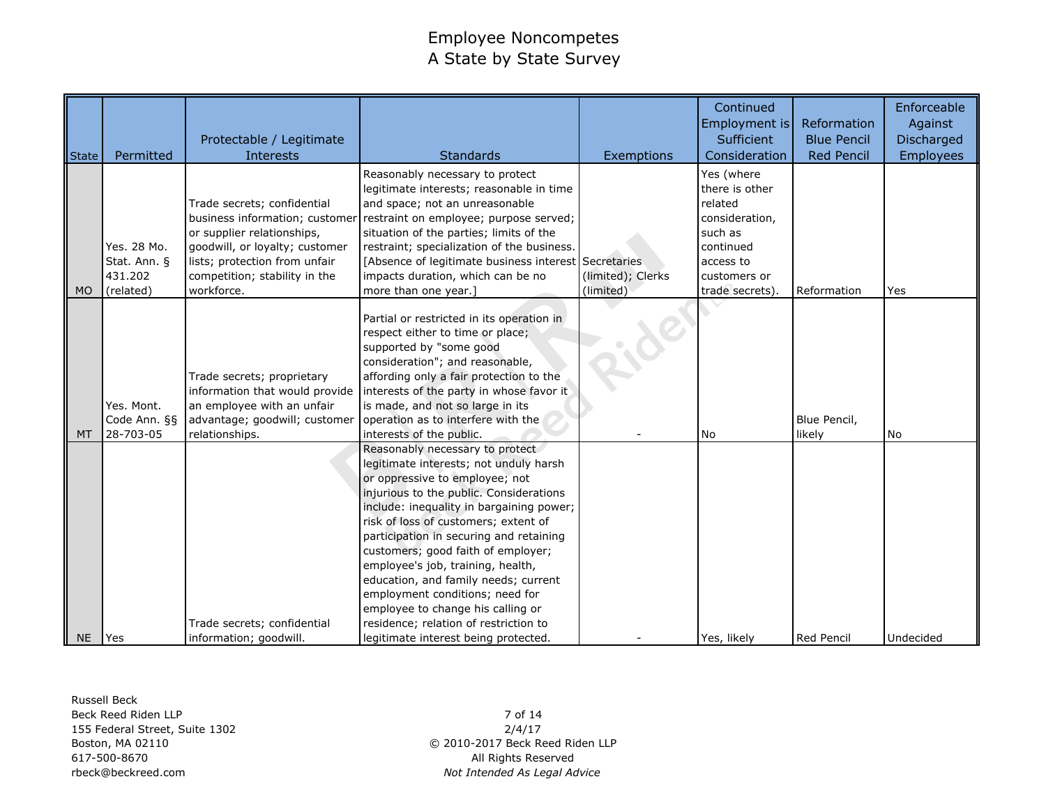# Employee Noncompetes
# A State by State Survey

| State | Permitted | Protectable / Legitimate Interests | Standards | Exemptions | Continued Employment is Sufficient Consideration | Reformation Blue Pencil Red Pencil | Enforceable Against Discharged Employees |
|---|---|---|---|---|---|---|---|
| MO | Yes. 28 Mo. Stat. Ann. § 431.202 (related) | Trade secrets; confidential business information; customer or supplier relationships, goodwill, or loyalty; customer lists; protection from unfair competition; stability in the workforce. | Reasonably necessary to protect legitimate interests; reasonable in time and space; not an unreasonable restraint on employee; purpose served; situation of the parties; limits of the restraint; specialization of the business. [Absence of legitimate business interest impacts duration, which can be no more than one year.] | Secretaries (limited); Clerks (limited) | Yes (where there is other related consideration, such as continued access to customers or trade secrets). | Reformation | Yes |
| MT | Yes. Mont. Code Ann. §§ 28-703-05 | Trade secrets; proprietary information that would provide an employee with an unfair advantage; goodwill; customer relationships. | Partial or restricted in its operation in respect either to time or place; supported by "some good consideration"; and reasonable, affording only a fair protection to the interests of the party in whose favor it is made, and not so large in its operation as to interfere with the interests of the public. | - | No | Blue Pencil, likely | No |
| NE | Yes | Trade secrets; confidential information; goodwill. | Reasonably necessary to protect legitimate interests; not unduly harsh or oppressive to employee; not injurious to the public. Considerations include: inequality in bargaining power; risk of loss of customers; extent of participation in securing and retaining customers; good faith of employer; employee's job, training, health, education, and family needs; current employment conditions; need for employee to change his calling or residence; relation of restriction to legitimate interest being protected. | - | Yes, likely | Red Pencil | Undecided |

Russell Beck
Beck Reed Riden LLP
155 Federal Street, Suite 1302
Boston, MA 02110
617-500-8670
rbeck@beckreed.com

2/4/17
© 2010-2017 Beck Reed Riden LLP
All Rights Reserved
*Not Intended As Legal Advice*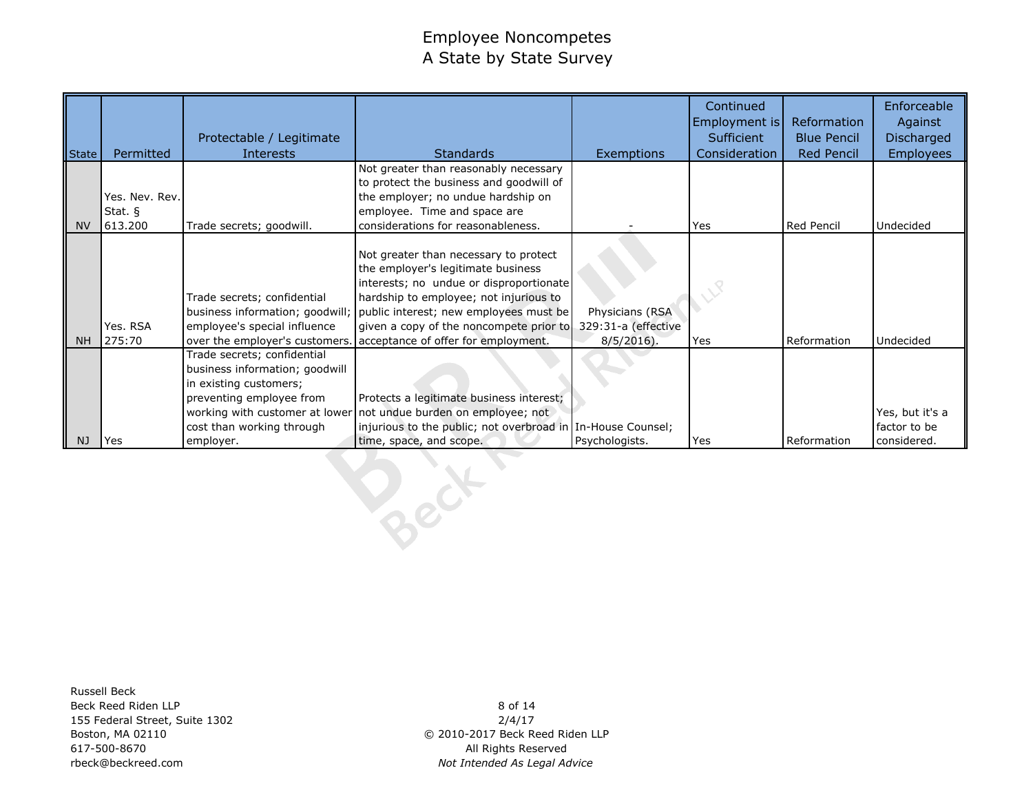# Employee Noncompetes
## A State by State Survey

| State | Permitted | Protectable / Legitimate Interests | Standards | Exemptions | Continued Employment is Sufficient Consideration | Reformation Blue Pencil Red Pencil | Enforceable Against Discharged Employees |
|---|---|---|---|---|---|---|---|
| NV | Yes. Nev. Rev. Stat. § 613.200 | Trade secrets; goodwill. | Not greater than reasonably necessary to protect the business and goodwill of the employer; no undue hardship on employee. Time and space are considerations for reasonableness. | - | Yes | Red Pencil | Undecided |
| NH | Yes. RSA 275:70 | Trade secrets; confidential business information; goodwill; employee's special influence over the employer's customers. | Not greater than necessary to protect the employer's legitimate business interests; no undue or disproportionate hardship to employee; not injurious to public interest; new employees must be given a copy of the noncompete prior to acceptance of offer for employment. | Physicians (RSA 329:31-a (effective 8/5/2016). | Yes | Reformation | Undecided |
| NJ | Yes | Trade secrets; confidential business information; goodwill in existing customers; preventing employee from working with customer at lower cost than working through employer. | Protects a legitimate business interest; not undue burden on employee; not injurious to the public; not overbroad in time, space, and scope. | In-House Counsel; Psychologists. | Yes | Reformation | Yes, but it's a factor to be considered. |

Russell Beck
Beck Reed Riden LLP
155 Federal Street, Suite 1302
Boston, MA 02110
617-500-8670
rbeck@beckreed.com

2/4/17
© 2010-2017 Beck Reed Riden LLP
All Rights Reserved
*Not Intended As Legal Advice*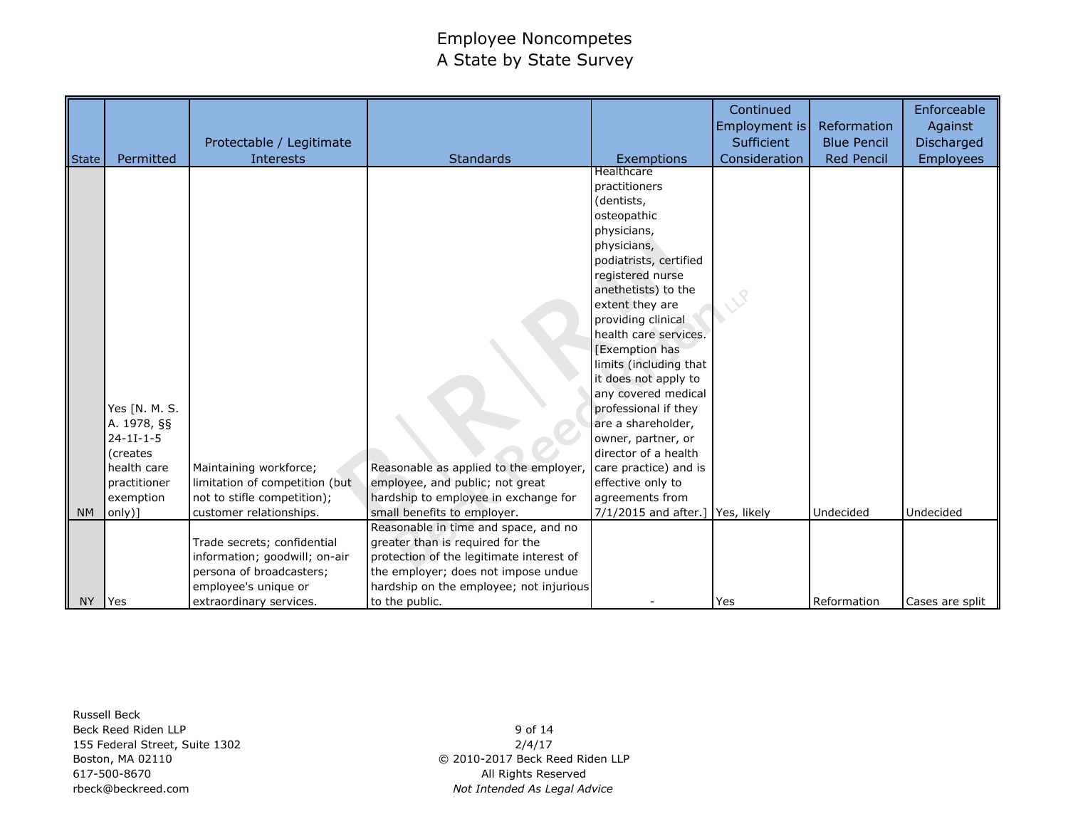# Employee Noncompetes
# A State by State Survey

| State | Permitted | Protectable / Legitimate Interests | Standards | Exemptions | Continued Employment is Sufficient Consideration | Reformation Blue Pencil Red Pencil | Enforceable Against Discharged Employees |
|---|---|---|---|---|---|---|---|
| NM | Yes [N. M. S. A. 1978, §§ 24-1I-1-5 (creates health care practitioner exemption only)] | Maintaining workforce; limitation of competition (but not to stifle competition); customer relationships. | Reasonable as applied to the employer, employee, and public; not great hardship to employee in exchange for small benefits to employer. | Healthcare practitioners (dentists, osteopathic physicians, physicians, podiatrists, certified registered nurse anethetists) to the extent they are providing clinical health care services. [Exemption has limits (including that it does not apply to any covered medical professional if they are a shareholder, owner, partner, or director of a health care practice) and is effective only to agreements from 7/1/2015 and after.] | Yes, likely | Undecided | Undecided |
| NY | Yes | Trade secrets; confidential information; goodwill; on-air persona of broadcasters; employee's unique or extraordinary services. | Reasonable in time and space, and no greater than is required for the protection of the legitimate interest of the employer; does not impose undue hardship on the employee; not injurious to the public. | - | Yes | Reformation | Cases are split |

Russell Beck
Beck Reed Riden LLP
155 Federal Street, Suite 1302
Boston, MA 02110
617-500-8670
rbeck@beckreed.com

2/4/17
© 2010-2017 Beck Reed Riden LLP
All Rights Reserved
*Not Intended As Legal Advice*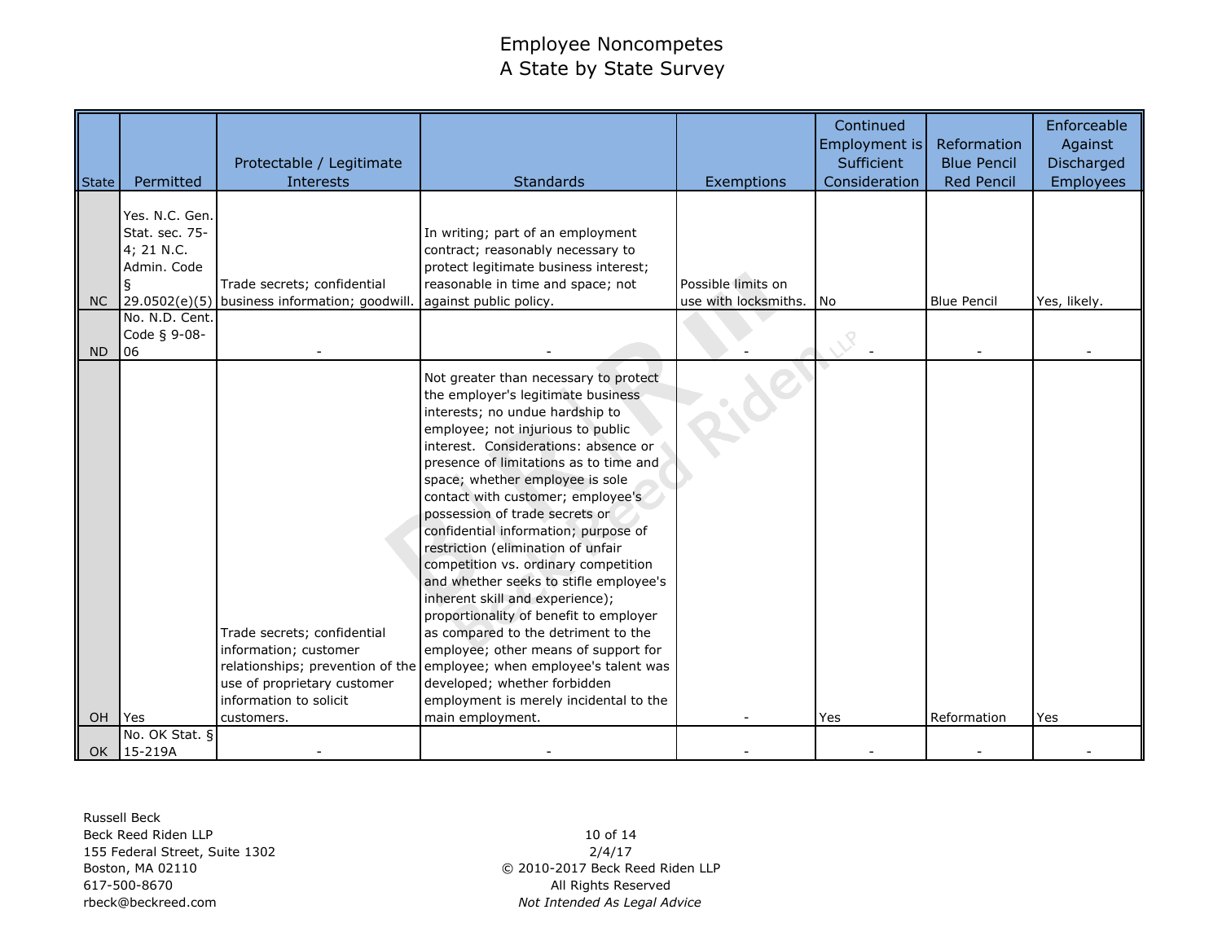# Employee Noncompetes
# A State by State Survey

| State | Permitted | Protectable / Legitimate Interests | Standards | Exemptions | Continued Employment is Sufficient Consideration | Reformation Blue Pencil Red Pencil | Enforceable Against Discharged Employees |
|---|---|---|---|---|---|---|---|
| NC | Yes. N.C. Gen. Stat. sec. 75-4; 21 N.C. Admin. Code § 29.0502(e)(5) | Trade secrets; confidential business information; goodwill. | In writing; part of an employment contract; reasonably necessary to protect legitimate business interest; reasonable in time and space; not against public policy. | Possible limits on use with locksmiths. | No | Blue Pencil | Yes, likely. |
| ND | No. N.D. Cent. Code § 9-08-06 | - | - | - | - | - | - |
| OH | Yes | Trade secrets; confidential information; customer relationships; prevention of the use of proprietary customer information to solicit customers. | Not greater than necessary to protect the employer's legitimate business interests; no undue hardship to employee; not injurious to public interest. Considerations: absence or presence of limitations as to time and space; whether employee is sole contact with customer; employee's possession of trade secrets or confidential information; purpose of restriction (elimination of unfair competition vs. ordinary competition and whether seeks to stifle employee's inherent skill and experience); proportionality of benefit to employer as compared to the detriment to the employee; other means of support for employee; when employee's talent was developed; whether forbidden employment is merely incidental to the main employment. | - | Yes | Reformation | Yes |
| OK | No. OK Stat. § 15-219A | - | - | - | - | - | - |

Russell Beck
Beck Reed Riden LLP
155 Federal Street, Suite 1302
Boston, MA 02110
617-500-8670
rbeck@beckreed.com

2/4/17
© 2010-2017 Beck Reed Riden LLP
All Rights Reserved
*Not Intended As Legal Advice*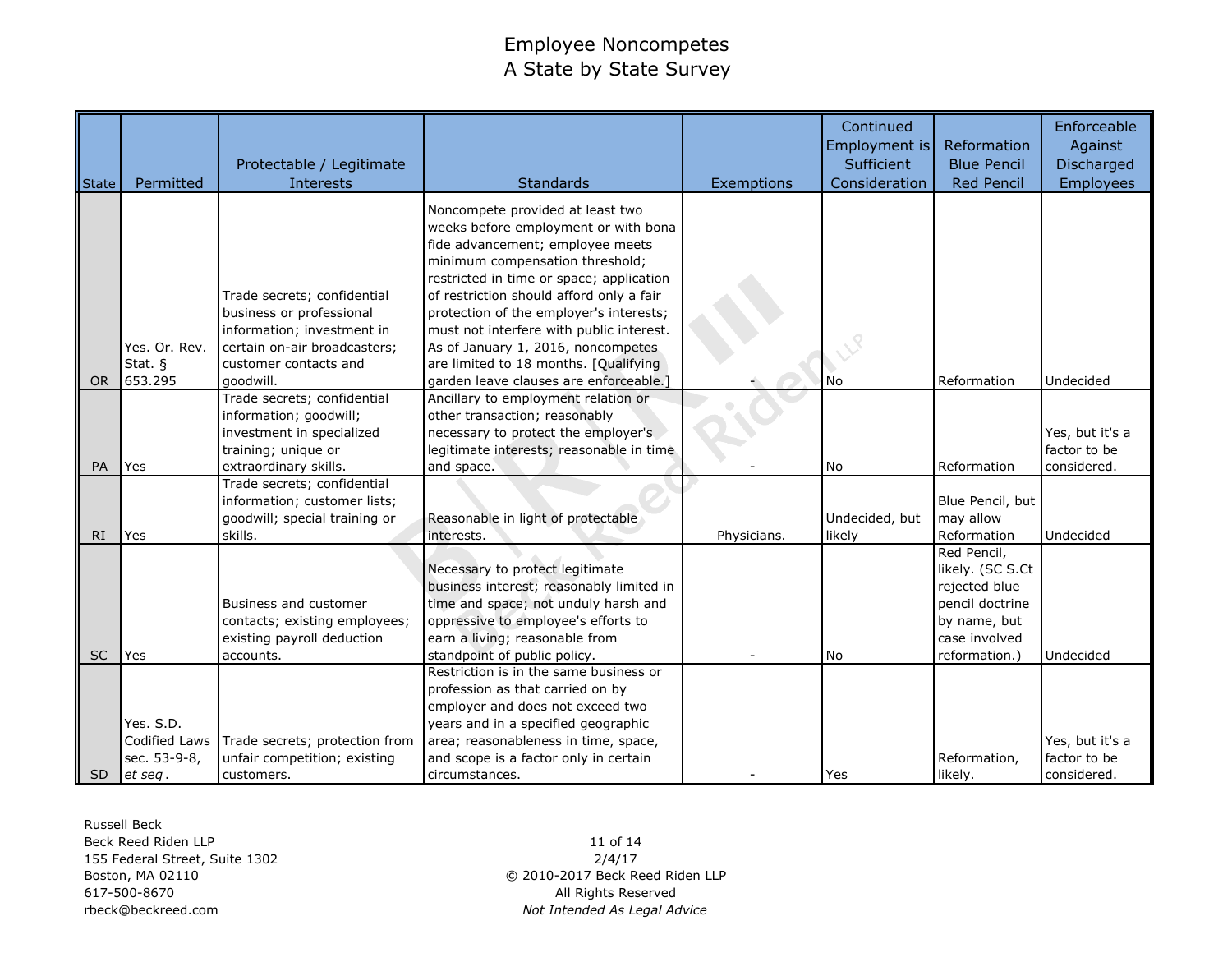# Employee Noncompetes
## A State by State Survey

| State | Permitted | Protectable / Legitimate Interests | Standards | Exemptions | Continued Employment is Sufficient Consideration | Reformation Blue Pencil Red Pencil | Enforceable Against Discharged Employees |
|---|---|---|---|---|---|---|---|
| OR | Yes. Or. Rev. Stat. § 653.295 | Trade secrets; confidential business or professional information; investment in certain on-air broadcasters; customer contacts and goodwill. | Noncompete provided at least two weeks before employment or with bona fide advancement; employee meets minimum compensation threshold; restricted in time or space; application of restriction should afford only a fair protection of the employer's interests; must not interfere with public interest. As of January 1, 2016, noncompetes are limited to 18 months. [Qualifying garden leave clauses are enforceable.] | - | No | Reformation | Undecided |
| PA | Yes | Trade secrets; confidential information; goodwill; investment in specialized training; unique or extraordinary skills. | Ancillary to employment relation or other transaction; reasonably necessary to protect the employer's legitimate interests; reasonable in time and space. | - | No | Reformation | Yes, but it's a factor to be considered. |
| RI | Yes | Trade secrets; confidential information; customer lists; goodwill; special training or skills. | Reasonable in light of protectable interests. | Physicians. | Undecided, but likely | Blue Pencil, but may allow Reformation | Undecided |
| SC | Yes | Business and customer contacts; existing employees; existing payroll deduction accounts. | Necessary to protect legitimate business interest; reasonably limited in time and space; not unduly harsh and oppressive to employee's efforts to earn a living; reasonable from standpoint of public policy. | - | No | Red Pencil, likely. (SC S.Ct rejected blue pencil doctrine by name, but case involved reformation.) | Undecided |
| SD | Yes. S.D. Codified Laws sec. 53-9-8, *et seq*. | Trade secrets; protection from unfair competition; existing customers. | Restriction is in the same business or profession as that carried on by employer and does not exceed two years and in a specified geographic area; reasonableness in time, space, and scope is a factor only in certain circumstances. | - | Yes | Reformation, likely. | Yes, but it's a factor to be considered. |

Russell Beck
Beck Reed Riden LLP
155 Federal Street, Suite 1302
Boston, MA 02110
617-500-8670
rbeck@beckreed.com

2/4/17
© 2010-2017 Beck Reed Riden LLP
All Rights Reserved
*Not Intended As Legal Advice*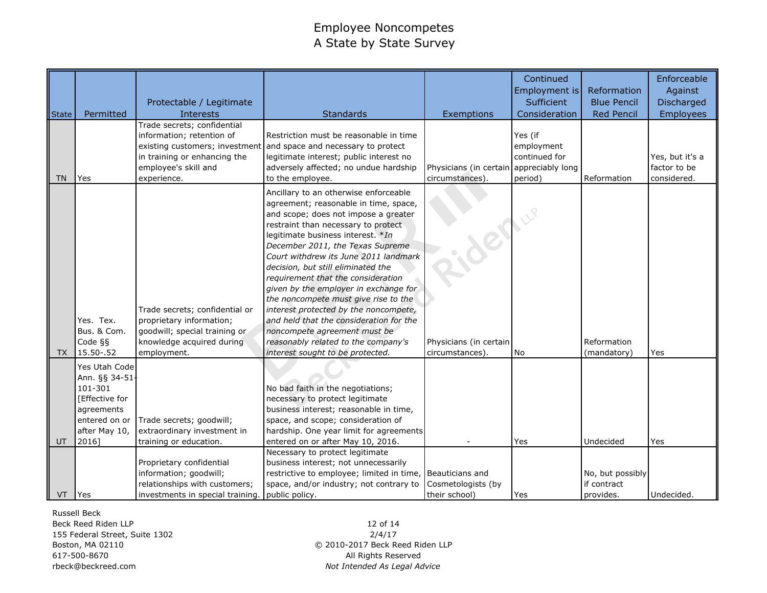# Employee Noncompetes
# A State by State Survey

| State | Permitted | Protectable / Legitimate Interests | Standards | Exemptions | Continued Employment is Sufficient Consideration | Reformation Blue Pencil Red Pencil | Enforceable Against Discharged Employees |
|---|---|---|---|---|---|---|---|
| TN | Yes | Trade secrets; confidential information; retention of existing customers; investment in training or enhancing the employee's skill and experience. | Restriction must be reasonable in time and space and necessary to protect legitimate interest; public interest no adversely affected; no undue hardship to the employee. | Physicians (in certain circumstances). | Yes (if employment continued for appreciably long period) | Reformation | Yes, but it's a factor to be considered. |
| TX | Yes. Tex. Bus. & Com. Code §§ 15.50-.52 | Trade secrets; confidential or proprietary information; goodwill; special training or knowledge acquired during employment. | Ancillary to an otherwise enforceable agreement; reasonable in time, space, and scope; does not impose a greater restraint than necessary to protect legitimate business interest. **In December 2011, the Texas Supreme Court withdrew its June 2011 landmark decision, but still eliminated the requirement that the consideration given by the employer in exchange for the noncompete must give rise to the interest protected by the noncompete, and held that the consideration for the noncompete agreement must be reasonably related to the company's interest sought to be protected.* | Physicians (in certain circumstances). | No | Reformation (mandatory) | Yes |
| UT | Yes Utah Code Ann. §§ 34-51-101-301 [Effective for agreements entered on or after May 10, 2016] | Trade secrets; goodwill; extraordinary investment in training or education. | No bad faith in the negotiations; necessary to protect legitimate business interest; reasonable in time, space, and scope; consideration of hardship. One year limit for agreements entered on or after May 10, 2016. | - | Yes | Undecided | Yes |
| VT | Yes | Proprietary confidential information; goodwill; relationships with customers; investments in special training. | Necessary to protect legitimate business interest; not unnecessarily restrictive to employee; limited in time, space, and/or industry; not contrary to public policy. | Beauticians and Cosmetologists (by their school) | Yes | No, but possibly if contract provides. | Undecided. |

Russell Beck
Beck Reed Riden LLP
155 Federal Street, Suite 1302
Boston, MA 02110
617-500-8670
rbeck@beckreed.com

2/4/17
© 2010-2017 Beck Reed Riden LLP
All Rights Reserved
*Not Intended As Legal Advice*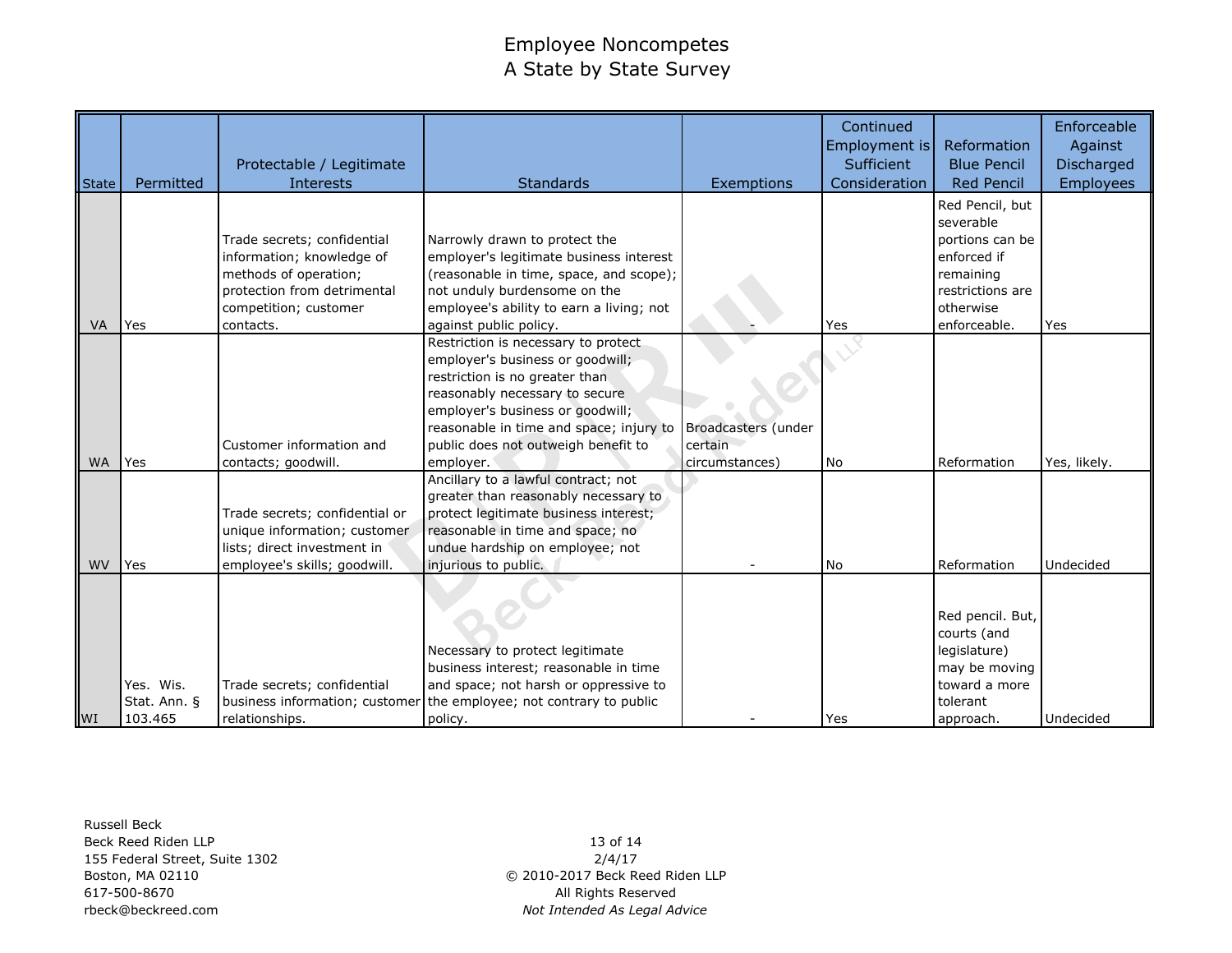# Employee Noncompetes
## A State by State Survey

| State | Permitted | Protectable / Legitimate Interests | Standards | Exemptions | Continued Employment is Sufficient Consideration | Reformation Blue Pencil Red Pencil | Enforceable Against Discharged Employees |
|---|---|---|---|---|---|---|---|
| VA | Yes | Trade secrets; confidential information; knowledge of methods of operation; protection from detrimental competition; customer contacts. | Narrowly drawn to protect the employer's legitimate business interest (reasonable in time, space, and scope); not unduly burdensome on the employee's ability to earn a living; not against public policy. | - | Yes | Red Pencil, but severable portions can be enforced if remaining restrictions are otherwise enforceable. | Yes |
| WA | Yes | Customer information and contacts; goodwill. | Restriction is necessary to protect employer's business or goodwill; restriction is no greater than reasonably necessary to secure employer's business or goodwill; reasonable in time and space; injury to public does not outweigh benefit to employer. | Broadcasters (under certain circumstances) | No | Reformation | Yes, likely. |
| WV | Yes | Trade secrets; confidential or unique information; customer lists; direct investment in employee's skills; goodwill. | Ancillary to a lawful contract; not greater than reasonably necessary to protect legitimate business interest; reasonable in time and space; no undue hardship on employee; not injurious to public. | - | No | Reformation | Undecided |
| WI | Yes. Wis. Stat. Ann. § 103.465 | Trade secrets; confidential business information; customer relationships. | Necessary to protect legitimate business interest; reasonable in time and space; not harsh or oppressive to the employee; not contrary to public policy. | - | Yes | Red pencil. But, courts (and legislature) may be moving toward a more tolerant approach. | Undecided |

Russell Beck
Beck Reed Riden LLP
155 Federal Street, Suite 1302
Boston, MA 02110
617-500-8670
rbeck@beckreed.com

2/4/17
© 2010-2017 Beck Reed Riden LLP
All Rights Reserved
*Not Intended As Legal Advice*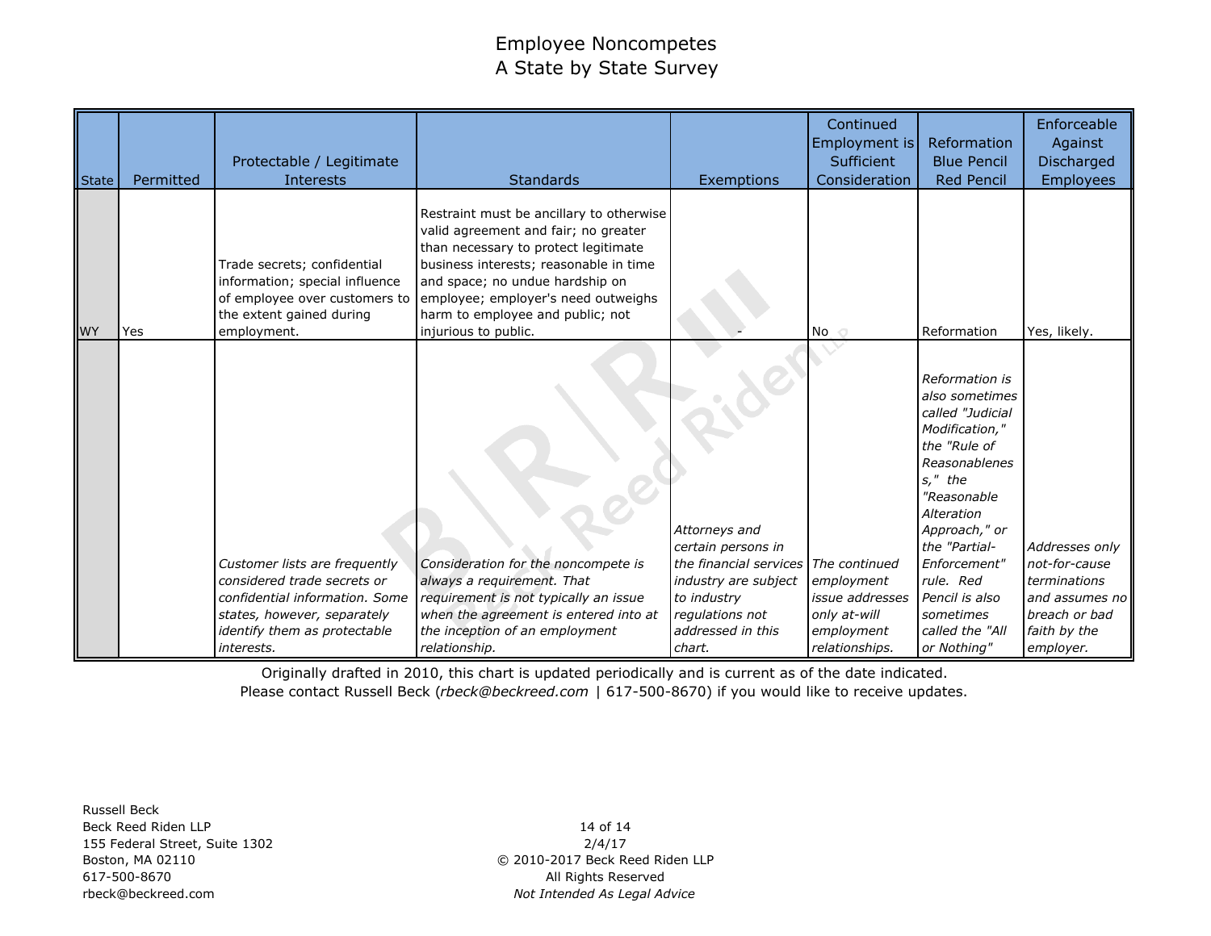# Employee Noncompetes
## A State by State Survey

| State | Permitted | Protectable / Legitimate Interests | Standards | Exemptions | Continued Employment is Sufficient Consideration | Reformation Blue Pencil Red Pencil | Enforceable Against Discharged Employees |
|---|---|---|---|---|---|---|---|
| WY | Yes | Trade secrets; confidential information; special influence of employee over customers to the extent gained during employment. | Restraint must be ancillary to otherwise valid agreement and fair; no greater than necessary to protect legitimate business interests; reasonable in time and space; no undue hardship on employee; employer's need outweighs harm to employee and public; not injurious to public. | - | No | Reformation | Yes, likely. |
| | | *Customer lists are frequently considered trade secrets or confidential information. Some states, however, separately identify them as protectable interests.* | *Consideration for the noncompete is always a requirement. That requirement is not typically an issue when the agreement is entered into at the inception of an employment relationship.* | *Attorneys and certain persons in the financial services industry are subject to industry regulations not addressed in this chart.* | *The continued employment issue addresses only at-will employment relationships.* | *Reformation is also sometimes called "Judicial Modification," the "Rule of Reasonableness," the "Reasonable Alteration Approach," or the "Partial-Enforcement" rule. Red Pencil is also sometimes called the "All or Nothing"* | *Addresses only not-for-cause terminations and assumes no breach or bad faith by the employer.* |

Originally drafted in 2010, this chart is updated periodically and is current as of the date indicated.
Please contact Russell Beck (*rbeck@beckreed.com* | 617-500-8670) if you would like to receive updates.

Russell Beck
Beck Reed Riden LLP
155 Federal Street, Suite 1302
Boston, MA 02110
617-500-8670
rbeck@beckreed.com

2/4/17
© 2010-2017 Beck Reed Riden LLP
All Rights Reserved
*Not Intended As Legal Advice*